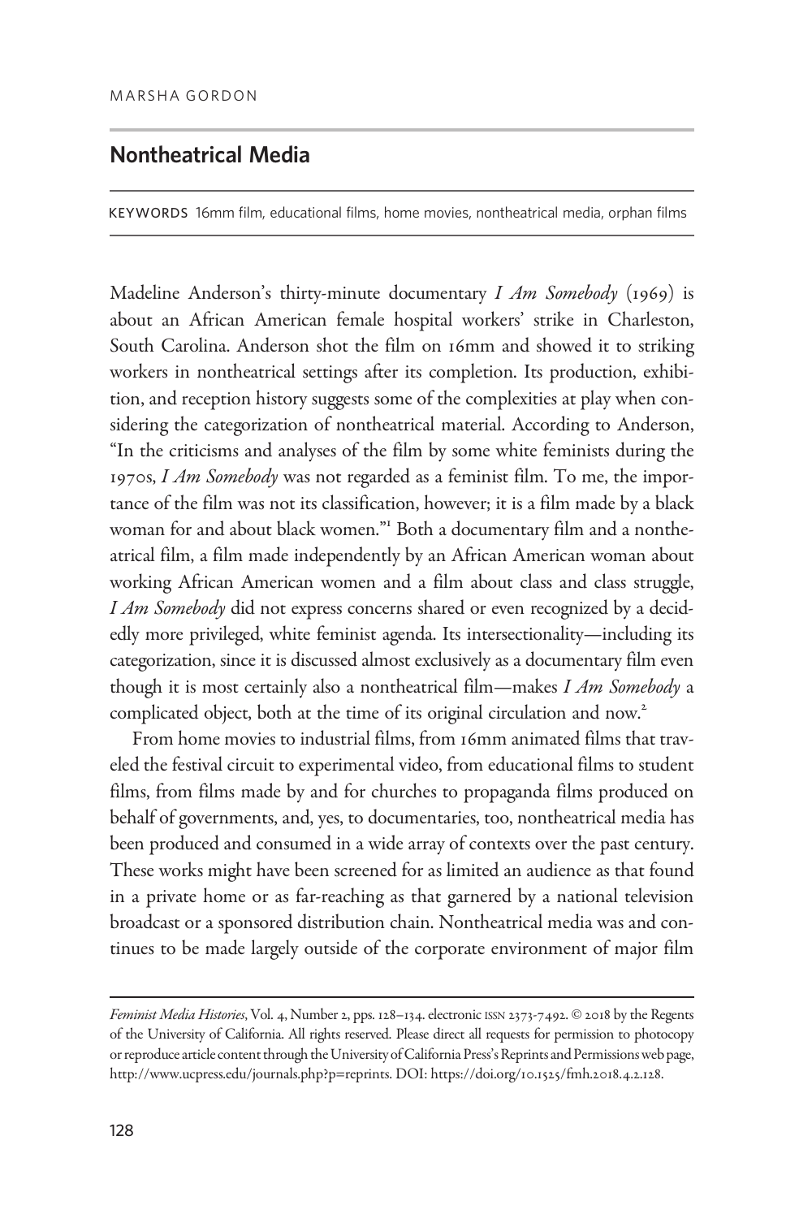MARSHA GORDON

## Nontheatrical Media

KEYWORDS 16mm film, educational films, home movies, nontheatrical media, orphan films

Madeline Anderson's thirty-minute documentary *I Am Somebody* (1969) is about an African American female hospital workers' strike in Charleston, South Carolina. Anderson shot the film on 16mm and showed it to striking workers in nontheatrical settings after its completion. Its production, exhibition, and reception history suggests some of the complexities at play when considering the categorization of nontheatrical material. According to Anderson, "In the criticisms and analyses of the film by some white feminists during the 1970s, *I Am Somebody* was not regarded as a feminist film. To me, the importance of the film was not its classification, however; it is a film made by a black woman for and about black women."[1] Both a documentary film and a nontheatrical film, a film made independently by an African American woman about working African American women and a film about class and class struggle, *I Am Somebody* did not express concerns shared or even recognized by a decidedly more privileged, white feminist agenda. Its intersectionality—including its categorization, since it is discussed almost exclusively as a documentary film even though it is most certainly also a nontheatrical film—makes *I Am Somebody* a complicated object, both at the time of its original circulation and now.[2]

From home movies to industrial films, from 16mm animated films that traveled the festival circuit to experimental video, from educational films to student films, from films made by and for churches to propaganda films produced on behalf of governments, and, yes, to documentaries, too, nontheatrical media has been produced and consumed in a wide array of contexts over the past century. These works might have been screened for as limited an audience as that found in a private home or as far-reaching as that garnered by a national television broadcast or a sponsored distribution chain. Nontheatrical media was and continues to be made largely outside of the corporate environment of major film

*Feminist Media Histories*, Vol. 4, Number 2, pps. 128–134. electronic ISSN 2373-7492. © 2018 by the Regents of the University of California. All rights reserved. Please direct all requests for permission to photocopy or reproduce article content through the University of California Press's Reprints and Permissions web page, http://www.ucpress.edu/journals.php?p=reprints. DOI: https://doi.org/10.1525/fmh.2018.4.2.128.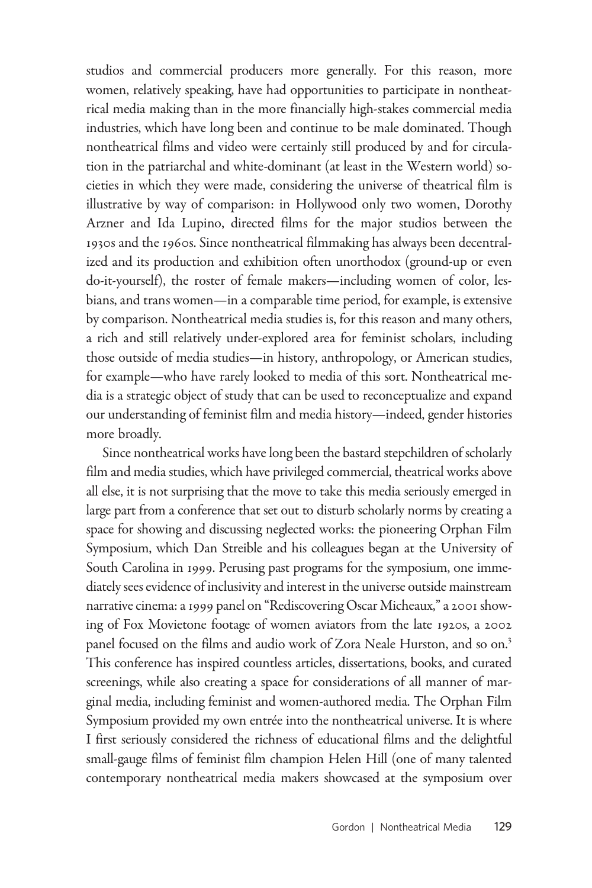studios and commercial producers more generally. For this reason, more women, relatively speaking, have had opportunities to participate in nontheatrical media making than in the more financially high-stakes commercial media industries, which have long been and continue to be male dominated. Though nontheatrical films and video were certainly still produced by and for circulation in the patriarchal and white-dominant (at least in the Western world) societies in which they were made, considering the universe of theatrical film is illustrative by way of comparison: in Hollywood only two women, Dorothy Arzner and Ida Lupino, directed films for the major studios between the 1930s and the 1960s. Since nontheatrical filmmaking has always been decentralized and its production and exhibition often unorthodox (ground-up or even do-it-yourself), the roster of female makers—including women of color, lesbians, and trans women—in a comparable time period, for example, is extensive by comparison. Nontheatrical media studies is, for this reason and many others, a rich and still relatively under-explored area for feminist scholars, including those outside of media studies—in history, anthropology, or American studies, for example—who have rarely looked to media of this sort. Nontheatrical media is a strategic object of study that can be used to reconceptualize and expand our understanding of feminist film and media history—indeed, gender histories more broadly.

Since nontheatrical works have long been the bastard stepchildren of scholarly film and media studies, which have privileged commercial, theatrical works above all else, it is not surprising that the move to take this media seriously emerged in large part from a conference that set out to disturb scholarly norms by creating a space for showing and discussing neglected works: the pioneering Orphan Film Symposium, which Dan Streible and his colleagues began at the University of South Carolina in 1999. Perusing past programs for the symposium, one immediately sees evidence of inclusivity and interest in the universe outside mainstream narrative cinema: a 1999 panel on "Rediscovering Oscar Micheaux," a 2001 showing of Fox Movietone footage of women aviators from the late 1920s, a 2002 panel focused on the films and audio work of Zora Neale Hurston, and so on.[3] This conference has inspired countless articles, dissertations, books, and curated screenings, while also creating a space for considerations of all manner of marginal media, including feminist and women-authored media. The Orphan Film Symposium provided my own entrée into the nontheatrical universe. It is where I first seriously considered the richness of educational films and the delightful small-gauge films of feminist film champion Helen Hill (one of many talented contemporary nontheatrical media makers showcased at the symposium over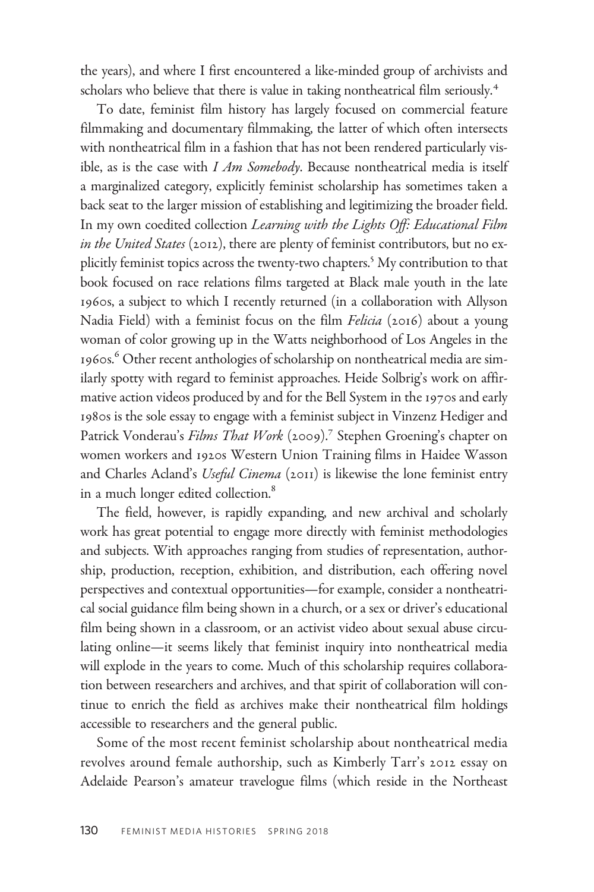the years), and where I first encountered a like-minded group of archivists and scholars who believe that there is value in taking nontheatrical film seriously.[4]

To date, feminist film history has largely focused on commercial feature filmmaking and documentary filmmaking, the latter of which often intersects with nontheatrical film in a fashion that has not been rendered particularly visible, as is the case with *I Am Somebody*. Because nontheatrical media is itself a marginalized category, explicitly feminist scholarship has sometimes taken a back seat to the larger mission of establishing and legitimizing the broader field. In my own coedited collection *Learning with the Lights Off: Educational Film in the United States* (2012), there are plenty of feminist contributors, but no explicitly feminist topics across the twenty-two chapters.[5] My contribution to that book focused on race relations films targeted at Black male youth in the late 1960s, a subject to which I recently returned (in a collaboration with Allyson Nadia Field) with a feminist focus on the film *Felicia* (2016) about a young woman of color growing up in the Watts neighborhood of Los Angeles in the 1960s.[6] Other recent anthologies of scholarship on nontheatrical media are similarly spotty with regard to feminist approaches. Heide Solbrig's work on affirmative action videos produced by and for the Bell System in the 1970s and early 1980s is the sole essay to engage with a feminist subject in Vinzenz Hediger and Patrick Vonderau's *Films That Work* (2009).[7] Stephen Groening's chapter on women workers and 1920s Western Union Training films in Haidee Wasson and Charles Acland's *Useful Cinema* (2011) is likewise the lone feminist entry in a much longer edited collection.[8]

The field, however, is rapidly expanding, and new archival and scholarly work has great potential to engage more directly with feminist methodologies and subjects. With approaches ranging from studies of representation, authorship, production, reception, exhibition, and distribution, each offering novel perspectives and contextual opportunities—for example, consider a nontheatrical social guidance film being shown in a church, or a sex or driver's educational film being shown in a classroom, or an activist video about sexual abuse circulating online—it seems likely that feminist inquiry into nontheatrical media will explode in the years to come. Much of this scholarship requires collaboration between researchers and archives, and that spirit of collaboration will continue to enrich the field as archives make their nontheatrical film holdings accessible to researchers and the general public.

Some of the most recent feminist scholarship about nontheatrical media revolves around female authorship, such as Kimberly Tarr's 2012 essay on Adelaide Pearson's amateur travelogue films (which reside in the Northeast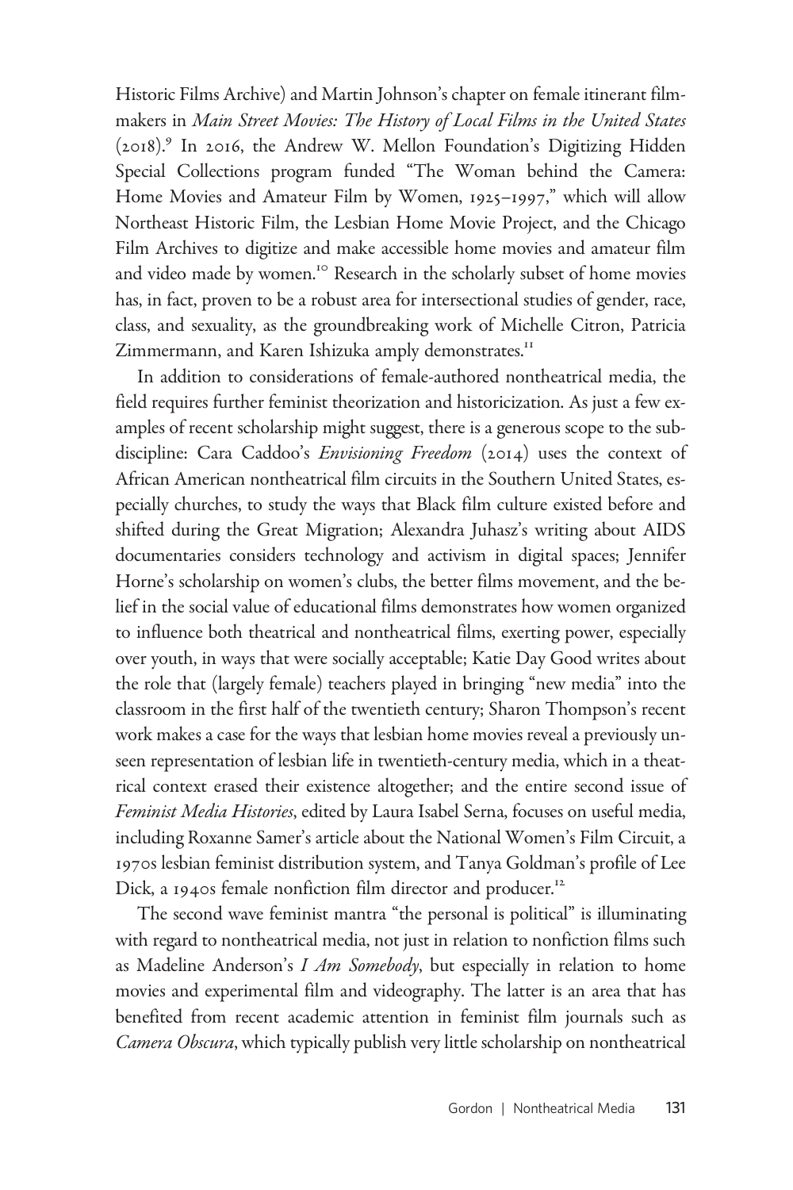Historic Films Archive) and Martin Johnson's chapter on female itinerant filmmakers in *Main Street Movies: The History of Local Films in the United States* (2018).[9] In 2016, the Andrew W. Mellon Foundation's Digitizing Hidden Special Collections program funded "The Woman behind the Camera: Home Movies and Amateur Film by Women, 1925–1997," which will allow Northeast Historic Film, the Lesbian Home Movie Project, and the Chicago Film Archives to digitize and make accessible home movies and amateur film and video made by women.[10] Research in the scholarly subset of home movies has, in fact, proven to be a robust area for intersectional studies of gender, race, class, and sexuality, as the groundbreaking work of Michelle Citron, Patricia Zimmermann, and Karen Ishizuka amply demonstrates.[11]

In addition to considerations of female-authored nontheatrical media, the field requires further feminist theorization and historicization. As just a few examples of recent scholarship might suggest, there is a generous scope to the subdiscipline: Cara Caddoo's *Envisioning Freedom* (2014) uses the context of African American nontheatrical film circuits in the Southern United States, especially churches, to study the ways that Black film culture existed before and shifted during the Great Migration; Alexandra Juhasz's writing about AIDS documentaries considers technology and activism in digital spaces; Jennifer Horne's scholarship on women's clubs, the better films movement, and the belief in the social value of educational films demonstrates how women organized to influence both theatrical and nontheatrical films, exerting power, especially over youth, in ways that were socially acceptable; Katie Day Good writes about the role that (largely female) teachers played in bringing "new media" into the classroom in the first half of the twentieth century; Sharon Thompson's recent work makes a case for the ways that lesbian home movies reveal a previously unseen representation of lesbian life in twentieth-century media, which in a theatrical context erased their existence altogether; and the entire second issue of *Feminist Media Histories*, edited by Laura Isabel Serna, focuses on useful media, including Roxanne Samer's article about the National Women's Film Circuit, a 1970s lesbian feminist distribution system, and Tanya Goldman's profile of Lee Dick, a 1940s female nonfiction film director and producer.[12]

The second wave feminist mantra "the personal is political" is illuminating with regard to nontheatrical media, not just in relation to nonfiction films such as Madeline Anderson's *I Am Somebody*, but especially in relation to home movies and experimental film and videography. The latter is an area that has benefited from recent academic attention in feminist film journals such as *Camera Obscura*, which typically publish very little scholarship on nontheatrical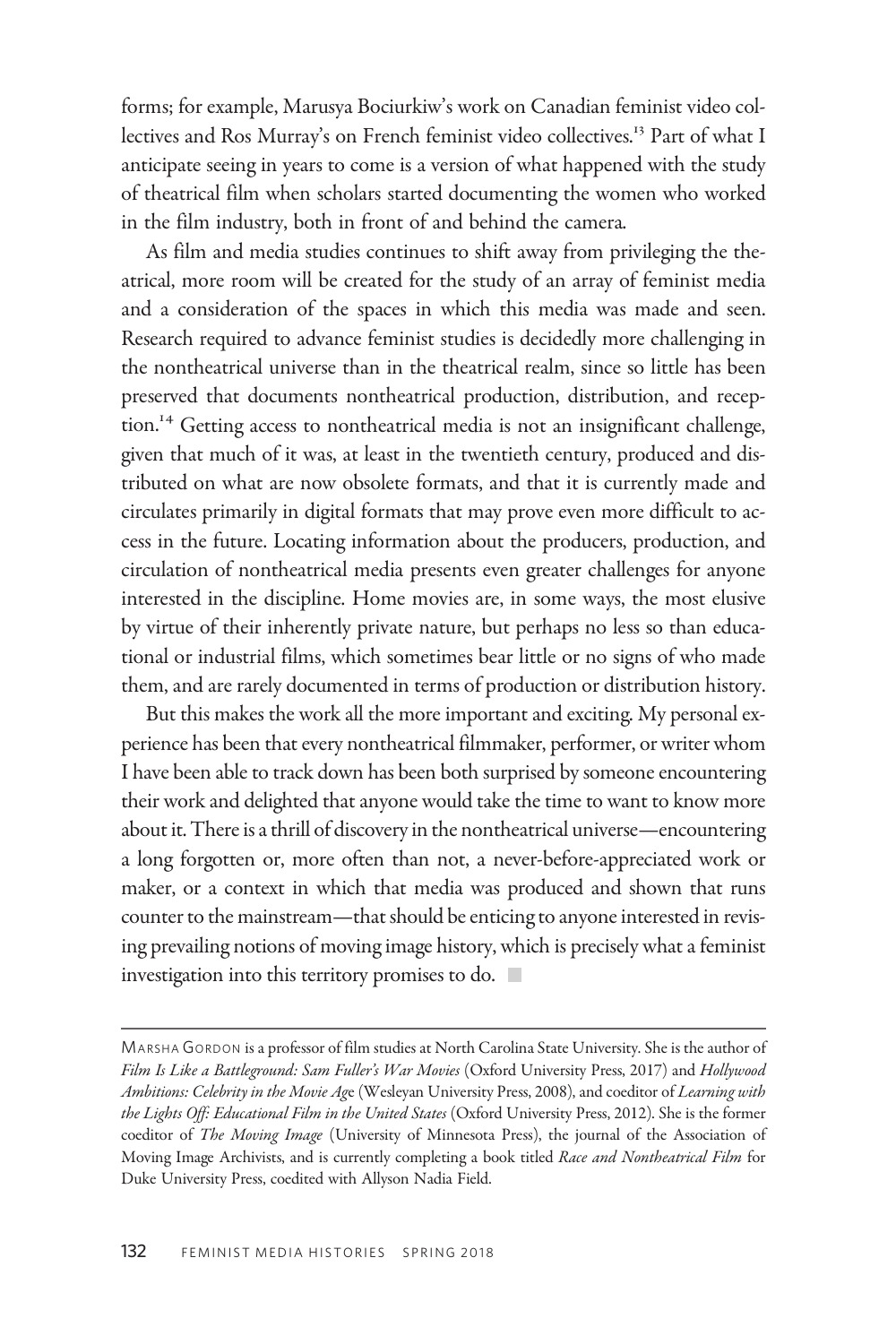forms; for example, Marusya Bociurkiw's work on Canadian feminist video collectives and Ros Murray's on French feminist video collectives.[13] Part of what I anticipate seeing in years to come is a version of what happened with the study of theatrical film when scholars started documenting the women who worked in the film industry, both in front of and behind the camera.

As film and media studies continues to shift away from privileging the theatrical, more room will be created for the study of an array of feminist media and a consideration of the spaces in which this media was made and seen. Research required to advance feminist studies is decidedly more challenging in the nontheatrical universe than in the theatrical realm, since so little has been preserved that documents nontheatrical production, distribution, and reception.[14] Getting access to nontheatrical media is not an insignificant challenge, given that much of it was, at least in the twentieth century, produced and distributed on what are now obsolete formats, and that it is currently made and circulates primarily in digital formats that may prove even more difficult to access in the future. Locating information about the producers, production, and circulation of nontheatrical media presents even greater challenges for anyone interested in the discipline. Home movies are, in some ways, the most elusive by virtue of their inherently private nature, but perhaps no less so than educational or industrial films, which sometimes bear little or no signs of who made them, and are rarely documented in terms of production or distribution history.

But this makes the work all the more important and exciting. My personal experience has been that every nontheatrical filmmaker, performer, or writer whom I have been able to track down has been both surprised by someone encountering their work and delighted that anyone would take the time to want to know more about it. There is a thrill of discovery in the nontheatrical universe—encountering a long forgotten or, more often than not, a never-before-appreciated work or maker, or a context in which that media was produced and shown that runs counter to the mainstream—that should be enticing to anyone interested in revising prevailing notions of moving image history, which is precisely what a feminist investigation into this territory promises to do. ■

---

MARSHA GORDON is a professor of film studies at North Carolina State University. She is the author of *Film Is Like a Battleground: Sam Fuller's War Movies* (Oxford University Press, 2017) and *Hollywood Ambitions: Celebrity in the Movie Age* (Wesleyan University Press, 2008), and coeditor of *Learning with the Lights Off: Educational Film in the United States* (Oxford University Press, 2012). She is the former coeditor of *The Moving Image* (University of Minnesota Press), the journal of the Association of Moving Image Archivists, and is currently completing a book titled *Race and Nontheatrical Film* for Duke University Press, coedited with Allyson Nadia Field.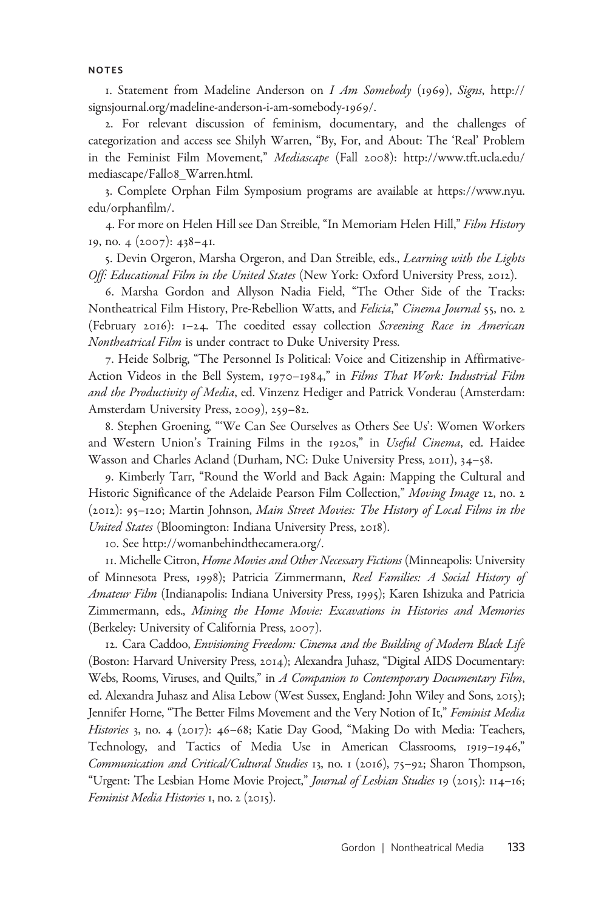#### NOTES

1. Statement from Madeline Anderson on *I Am Somebody* (1969), *Signs*, http://signsjournal.org/madeline-anderson-i-am-somebody-1969/.

2. For relevant discussion of feminism, documentary, and the challenges of categorization and access see Shilyh Warren, "By, For, and About: The 'Real' Problem in the Feminist Film Movement," *Mediascape* (Fall 2008): http://www.tft.ucla.edu/mediascape/Fall08_Warren.html.

3. Complete Orphan Film Symposium programs are available at https://www.nyu.edu/orphanfilm/.

4. For more on Helen Hill see Dan Streible, "In Memoriam Helen Hill," *Film History* 19, no. 4 (2007): 438–41.

5. Devin Orgeron, Marsha Orgeron, and Dan Streible, eds., *Learning with the Lights Off: Educational Film in the United States* (New York: Oxford University Press, 2012).

6. Marsha Gordon and Allyson Nadia Field, "The Other Side of the Tracks: Nontheatrical Film History, Pre-Rebellion Watts, and *Felicia*," *Cinema Journal* 55, no. 2 (February 2016): 1–24. The coedited essay collection *Screening Race in American Nontheatrical Film* is under contract to Duke University Press.

7. Heide Solbrig, "The Personnel Is Political: Voice and Citizenship in Affirmative-Action Videos in the Bell System, 1970–1984," in *Films That Work: Industrial Film and the Productivity of Media*, ed. Vinzenz Hediger and Patrick Vonderau (Amsterdam: Amsterdam University Press, 2009), 259–82.

8. Stephen Groening, "'We Can See Ourselves as Others See Us': Women Workers and Western Union's Training Films in the 1920s," in *Useful Cinema*, ed. Haidee Wasson and Charles Acland (Durham, NC: Duke University Press, 2011), 34–58.

9. Kimberly Tarr, "Round the World and Back Again: Mapping the Cultural and Historic Significance of the Adelaide Pearson Film Collection," *Moving Image* 12, no. 2 (2012): 95–120; Martin Johnson, *Main Street Movies: The History of Local Films in the United States* (Bloomington: Indiana University Press, 2018).

10. See http://womanbehindthecamera.org/.

11. Michelle Citron, *Home Movies and Other Necessary Fictions* (Minneapolis: University of Minnesota Press, 1998); Patricia Zimmermann, *Reel Families: A Social History of Amateur Film* (Indianapolis: Indiana University Press, 1995); Karen Ishizuka and Patricia Zimmermann, eds., *Mining the Home Movie: Excavations in Histories and Memories* (Berkeley: University of California Press, 2007).

12. Cara Caddoo, *Envisioning Freedom: Cinema and the Building of Modern Black Life* (Boston: Harvard University Press, 2014); Alexandra Juhasz, "Digital AIDS Documentary: Webs, Rooms, Viruses, and Quilts," in *A Companion to Contemporary Documentary Film*, ed. Alexandra Juhasz and Alisa Lebow (West Sussex, England: John Wiley and Sons, 2015); Jennifer Horne, "The Better Films Movement and the Very Notion of It," *Feminist Media Histories* 3, no. 4 (2017): 46–68; Katie Day Good, "Making Do with Media: Teachers, Technology, and Tactics of Media Use in American Classrooms, 1919–1946," *Communication and Critical/Cultural Studies* 13, no. 1 (2016), 75–92; Sharon Thompson, "Urgent: The Lesbian Home Movie Project," *Journal of Lesbian Studies* 19 (2015): 114–16; *Feminist Media Histories* 1, no. 2 (2015).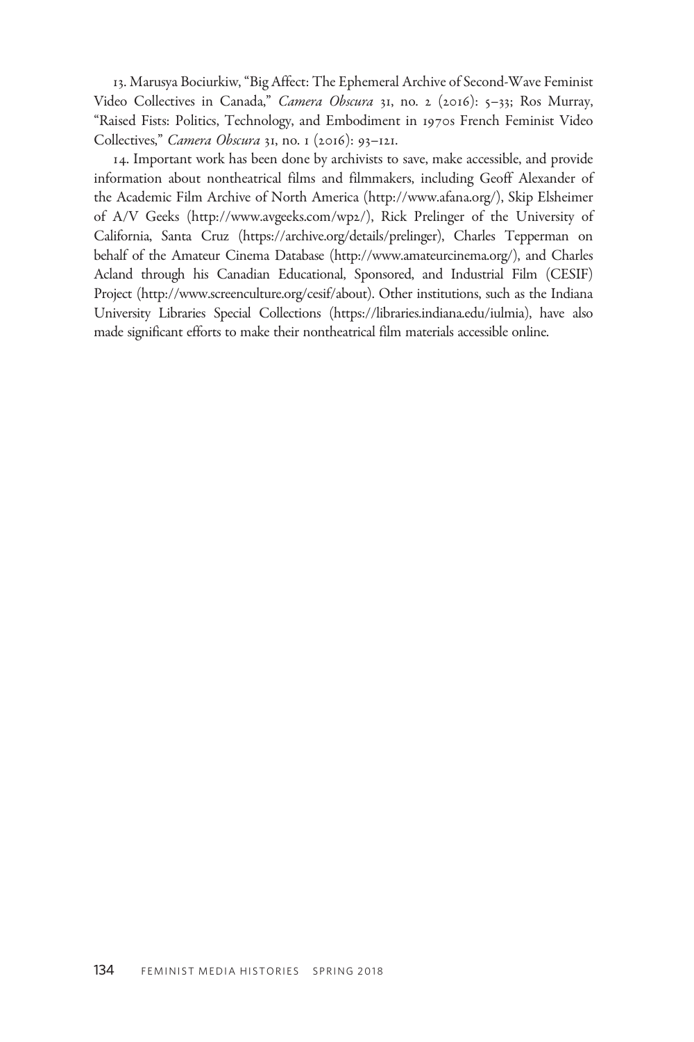13. Marusya Bociurkiw, "Big Affect: The Ephemeral Archive of Second-Wave Feminist Video Collectives in Canada," *Camera Obscura* 31, no. 2 (2016): 5–33; Ros Murray, "Raised Fists: Politics, Technology, and Embodiment in 1970s French Feminist Video Collectives," *Camera Obscura* 31, no. 1 (2016): 93–121.

14. Important work has been done by archivists to save, make accessible, and provide information about nontheatrical films and filmmakers, including Geoff Alexander of the Academic Film Archive of North America (http://www.afana.org/), Skip Elsheimer of A/V Geeks (http://www.avgeeks.com/wp2/), Rick Prelinger of the University of California, Santa Cruz (https://archive.org/details/prelinger), Charles Tepperman on behalf of the Amateur Cinema Database (http://www.amateurcinema.org/), and Charles Acland through his Canadian Educational, Sponsored, and Industrial Film (CESIF) Project (http://www.screenculture.org/cesif/about). Other institutions, such as the Indiana University Libraries Special Collections (https://libraries.indiana.edu/iulmia), have also made significant efforts to make their nontheatrical film materials accessible online.